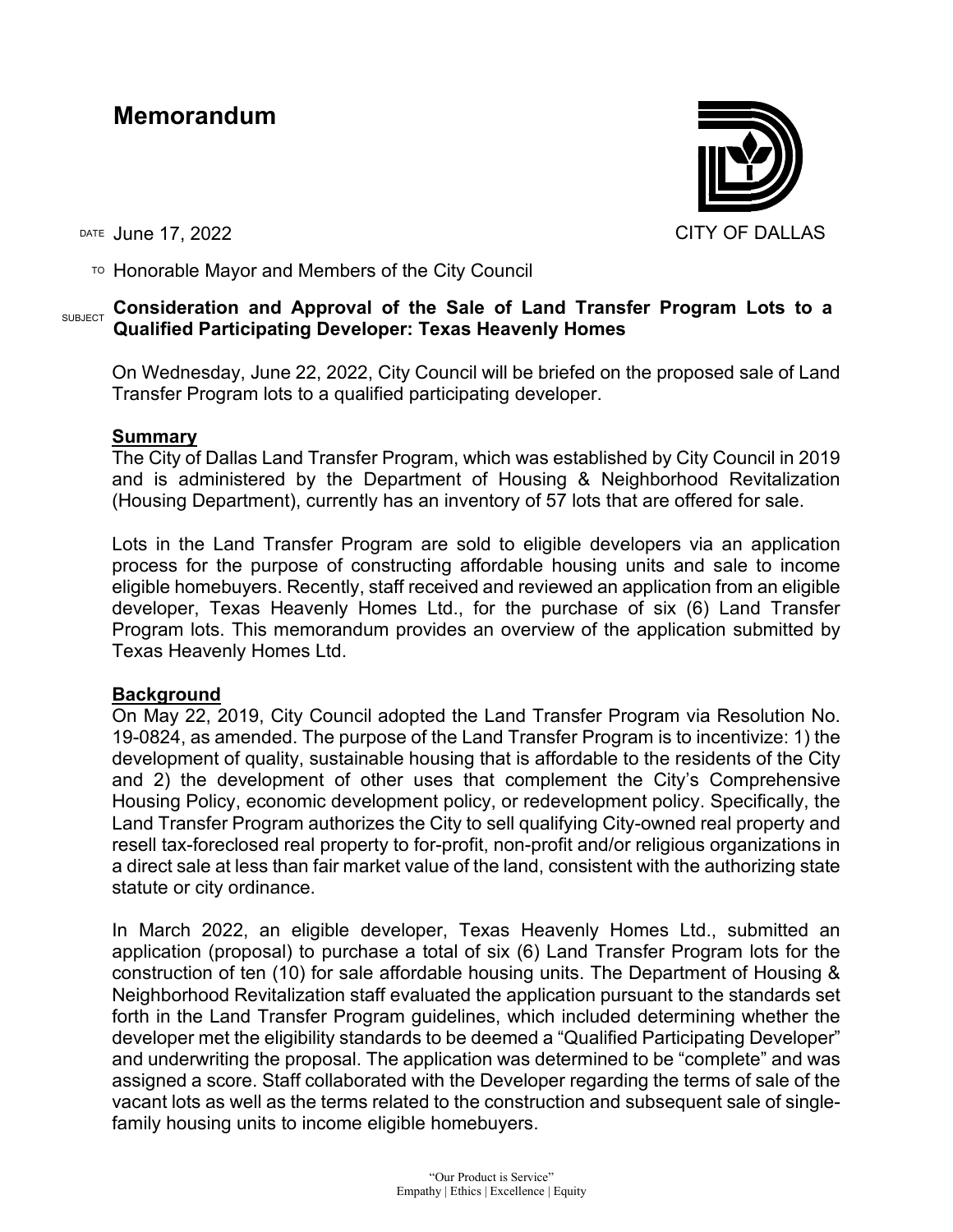# Memorandum

CITY OF DALLAS

DATE June 17, 2022

TO Honorable Mayor and Members of the City Council

SUBJECT **Consideration and Approval of the Sale of Land Transfer Program Lots to a Qualified Participating Developer: Texas Heavenly Homes**

On Wednesday, June 22, 2022, City Council will be briefed on the proposed sale of Land Transfer Program lots to a qualified participating developer.

**Summary**

The City of Dallas Land Transfer Program, which was established by City Council in 2019 and is administered by the Department of Housing & Neighborhood Revitalization (Housing Department), currently has an inventory of 57 lots that are offered for sale.

Lots in the Land Transfer Program are sold to eligible developers via an application process for the purpose of constructing affordable housing units and sale to income eligible homebuyers. Recently, staff received and reviewed an application from an eligible developer, Texas Heavenly Homes Ltd., for the purchase of six (6) Land Transfer Program lots. This memorandum provides an overview of the application submitted by Texas Heavenly Homes Ltd.

**Background**

On May 22, 2019, City Council adopted the Land Transfer Program via Resolution No. 19-0824, as amended. The purpose of the Land Transfer Program is to incentivize: 1) the development of quality, sustainable housing that is affordable to the residents of the City and 2) the development of other uses that complement the City's Comprehensive Housing Policy, economic development policy, or redevelopment policy. Specifically, the Land Transfer Program authorizes the City to sell qualifying City-owned real property and resell tax-foreclosed real property to for-profit, non-profit and/or religious organizations in a direct sale at less than fair market value of the land, consistent with the authorizing state statute or city ordinance.

In March 2022, an eligible developer, Texas Heavenly Homes Ltd., submitted an application (proposal) to purchase a total of six (6) Land Transfer Program lots for the construction of ten (10) for sale affordable housing units. The Department of Housing & Neighborhood Revitalization staff evaluated the application pursuant to the standards set forth in the Land Transfer Program guidelines, which included determining whether the developer met the eligibility standards to be deemed a "Qualified Participating Developer" and underwriting the proposal. The application was determined to be "complete" and was assigned a score. Staff collaborated with the Developer regarding the terms of sale of the vacant lots as well as the terms related to the construction and subsequent sale of single-family housing units to income eligible homebuyers.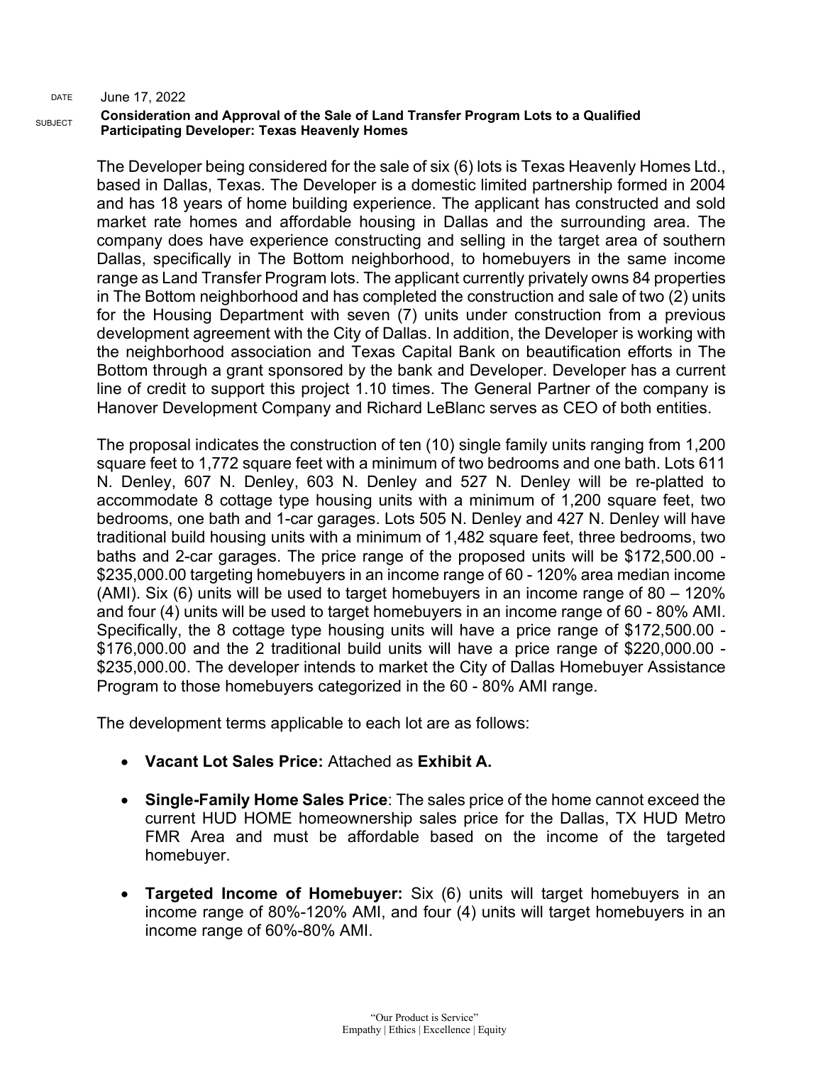DATE June 17, 2022

SUBJECT **Consideration and Approval of the Sale of Land Transfer Program Lots to a Qualified Participating Developer: Texas Heavenly Homes**

The Developer being considered for the sale of six (6) lots is Texas Heavenly Homes Ltd., based in Dallas, Texas. The Developer is a domestic limited partnership formed in 2004 and has 18 years of home building experience. The applicant has constructed and sold market rate homes and affordable housing in Dallas and the surrounding area. The company does have experience constructing and selling in the target area of southern Dallas, specifically in The Bottom neighborhood, to homebuyers in the same income range as Land Transfer Program lots. The applicant currently privately owns 84 properties in The Bottom neighborhood and has completed the construction and sale of two (2) units for the Housing Department with seven (7) units under construction from a previous development agreement with the City of Dallas. In addition, the Developer is working with the neighborhood association and Texas Capital Bank on beautification efforts in The Bottom through a grant sponsored by the bank and Developer. Developer has a current line of credit to support this project 1.10 times. The General Partner of the company is Hanover Development Company and Richard LeBlanc serves as CEO of both entities.

The proposal indicates the construction of ten (10) single family units ranging from 1,200 square feet to 1,772 square feet with a minimum of two bedrooms and one bath. Lots 611 N. Denley, 607 N. Denley, 603 N. Denley and 527 N. Denley will be re-platted to accommodate 8 cottage type housing units with a minimum of 1,200 square feet, two bedrooms, one bath and 1-car garages. Lots 505 N. Denley and 427 N. Denley will have traditional build housing units with a minimum of 1,482 square feet, three bedrooms, two baths and 2-car garages. The price range of the proposed units will be $172,500.00 - $235,000.00 targeting homebuyers in an income range of 60 - 120% area median income (AMI). Six (6) units will be used to target homebuyers in an income range of 80 – 120% and four (4) units will be used to target homebuyers in an income range of 60 - 80% AMI. Specifically, the 8 cottage type housing units will have a price range of $172,500.00 - $176,000.00 and the 2 traditional build units will have a price range of $220,000.00 - $235,000.00. The developer intends to market the City of Dallas Homebuyer Assistance Program to those homebuyers categorized in the 60 - 80% AMI range.

The development terms applicable to each lot are as follows:

- **Vacant Lot Sales Price:** Attached as **Exhibit A.**
- **Single-Family Home Sales Price**: The sales price of the home cannot exceed the current HUD HOME homeownership sales price for the Dallas, TX HUD Metro FMR Area and must be affordable based on the income of the targeted homebuyer.
- **Targeted Income of Homebuyer:** Six (6) units will target homebuyers in an income range of 80%-120% AMI, and four (4) units will target homebuyers in an income range of 60%-80% AMI.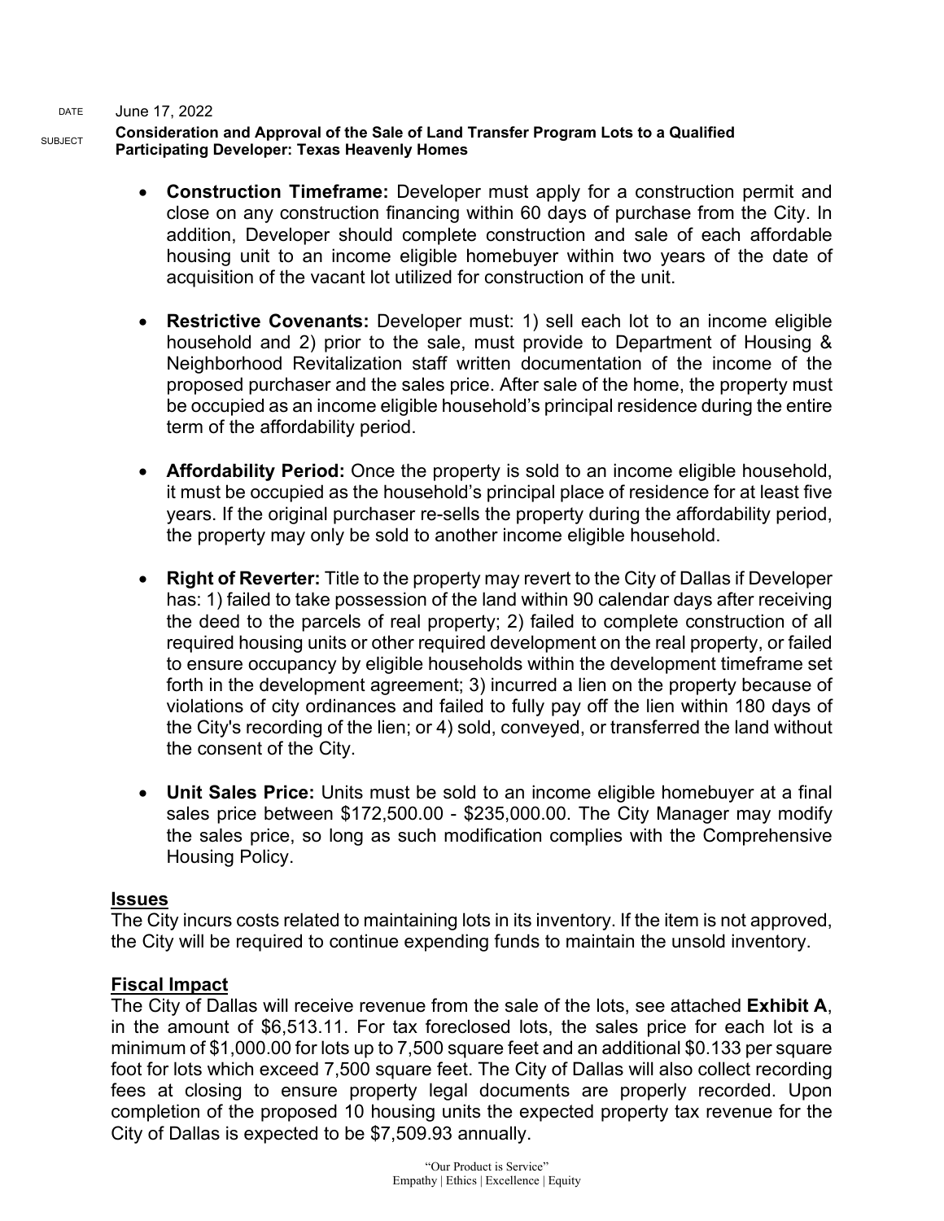- **Construction Timeframe:** Developer must apply for a construction permit and close on any construction financing within 60 days of purchase from the City. In addition, Developer should complete construction and sale of each affordable housing unit to an income eligible homebuyer within two years of the date of acquisition of the vacant lot utilized for construction of the unit.

- **Restrictive Covenants:** Developer must: 1) sell each lot to an income eligible household and 2) prior to the sale, must provide to Department of Housing & Neighborhood Revitalization staff written documentation of the income of the proposed purchaser and the sales price. After sale of the home, the property must be occupied as an income eligible household's principal residence during the entire term of the affordability period.

- **Affordability Period:** Once the property is sold to an income eligible household, it must be occupied as the household's principal place of residence for at least five years. If the original purchaser re-sells the property during the affordability period, the property may only be sold to another income eligible household.

- **Right of Reverter:** Title to the property may revert to the City of Dallas if Developer has: 1) failed to take possession of the land within 90 calendar days after receiving the deed to the parcels of real property; 2) failed to complete construction of all required housing units or other required development on the real property, or failed to ensure occupancy by eligible households within the development timeframe set forth in the development agreement; 3) incurred a lien on the property because of violations of city ordinances and failed to fully pay off the lien within 180 days of the City's recording of the lien; or 4) sold, conveyed, or transferred the land without the consent of the City.

- **Unit Sales Price:** Units must be sold to an income eligible homebuyer at a final sales price between $172,500.00 - $235,000.00. The City Manager may modify the sales price, so long as such modification complies with the Comprehensive Housing Policy.

## Issues

The City incurs costs related to maintaining lots in its inventory. If the item is not approved, the City will be required to continue expending funds to maintain the unsold inventory.

## Fiscal Impact

The City of Dallas will receive revenue from the sale of the lots, see attached **Exhibit A**, in the amount of $6,513.11. For tax foreclosed lots, the sales price for each lot is a minimum of $1,000.00 for lots up to 7,500 square feet and an additional $0.133 per square foot for lots which exceed 7,500 square feet. The City of Dallas will also collect recording fees at closing to ensure property legal documents are properly recorded. Upon completion of the proposed 10 housing units the expected property tax revenue for the City of Dallas is expected to be $7,509.93 annually.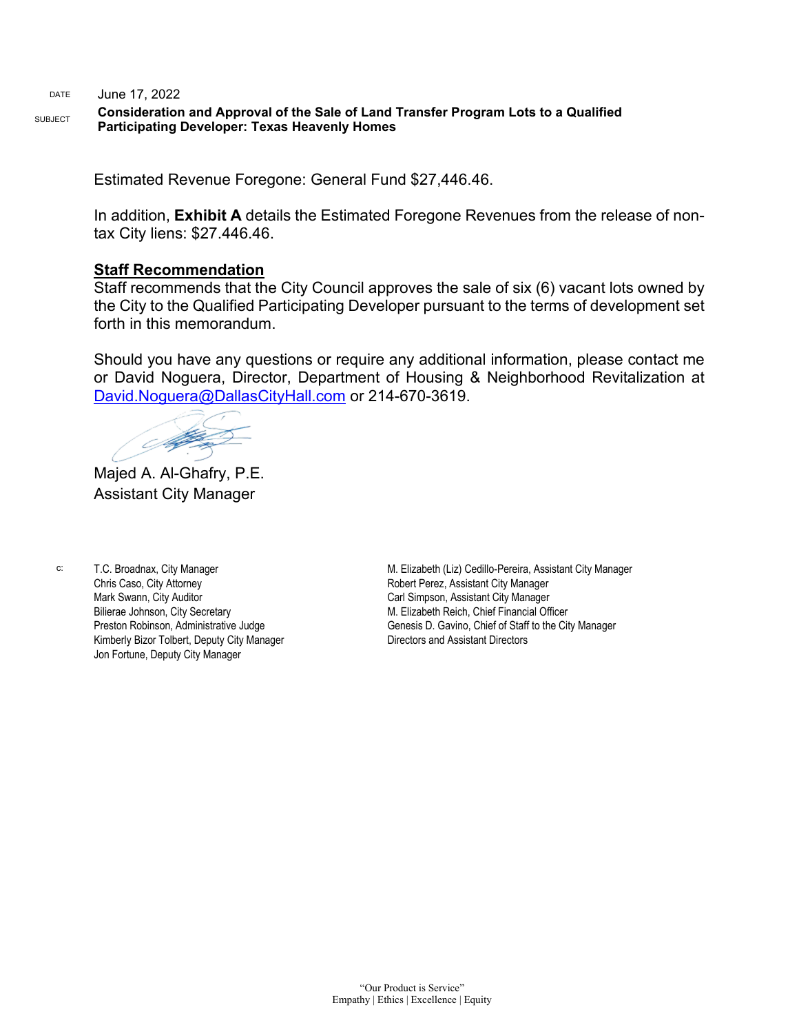DATE June 17, 2022

SUBJECT **Consideration and Approval of the Sale of Land Transfer Program Lots to a Qualified Participating Developer: Texas Heavenly Homes**

Estimated Revenue Foregone: General Fund $27,446.46.

In addition, **Exhibit A** details the Estimated Foregone Revenues from the release of non-tax City liens: $27.446.46.

**Staff Recommendation**

Staff recommends that the City Council approves the sale of six (6) vacant lots owned by the City to the Qualified Participating Developer pursuant to the terms of development set forth in this memorandum.

Should you have any questions or require any additional information, please contact me or David Noguera, Director, Department of Housing & Neighborhood Revitalization at David.Noguera@DallasCityHall.com or 214-670-3619.

Majed A. Al-Ghafry, P.E.
Assistant City Manager

c:
T.C. Broadnax, City Manager
Chris Caso, City Attorney
Mark Swann, City Auditor
Bilierae Johnson, City Secretary
Preston Robinson, Administrative Judge
Kimberly Bizor Tolbert, Deputy City Manager
Jon Fortune, Deputy City Manager
M. Elizabeth (Liz) Cedillo-Pereira, Assistant City Manager
Robert Perez, Assistant City Manager
Carl Simpson, Assistant City Manager
M. Elizabeth Reich, Chief Financial Officer
Genesis D. Gavino, Chief of Staff to the City Manager
Directors and Assistant Directors

"Our Product is Service"
Empathy | Ethics | Excellence | Equity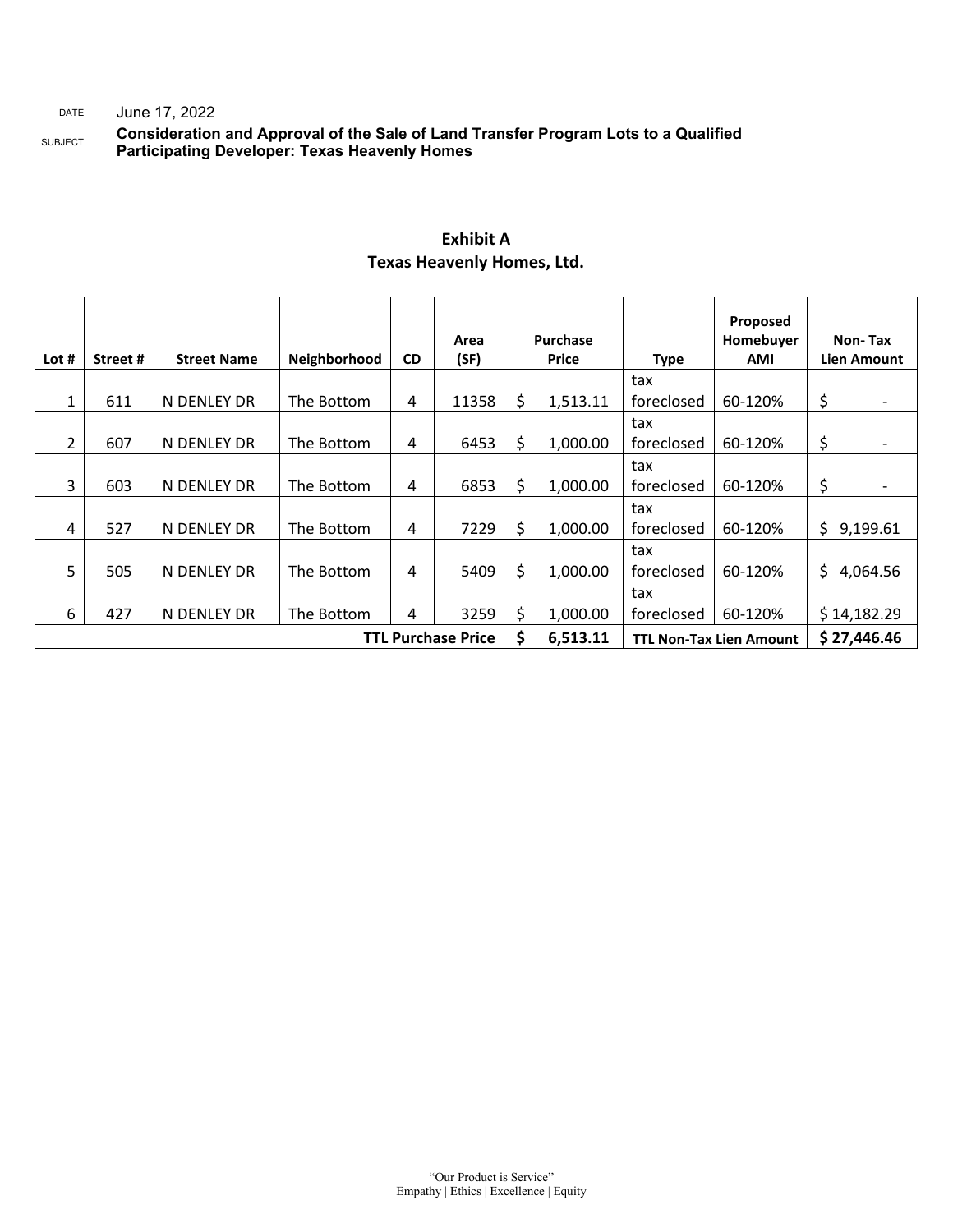DATE June 17, 2022

SUBJECT **Consideration and Approval of the Sale of Land Transfer Program Lots to a Qualified Participating Developer: Texas Heavenly Homes**

## Exhibit A
## Texas Heavenly Homes, Ltd.

| Lot # | Street # | Street Name | Neighborhood | CD | Area (SF) | Purchase Price | Type | Proposed Homebuyer AMI | Non- Tax Lien Amount |
|---|---|---|---|---|---|---|---|---|---|
| 1 | 611 | N DENLEY DR | The Bottom | 4 | 11358 | $ 1,513.11 | tax foreclosed | 60-120% | $ - |
| 2 | 607 | N DENLEY DR | The Bottom | 4 | 6453 | $ 1,000.00 | tax foreclosed | 60-120% | $ - |
| 3 | 603 | N DENLEY DR | The Bottom | 4 | 6853 | $ 1,000.00 | tax foreclosed | 60-120% | $ - |
| 4 | 527 | N DENLEY DR | The Bottom | 4 | 7229 | $ 1,000.00 | tax foreclosed | 60-120% | $ 9,199.61 |
| 5 | 505 | N DENLEY DR | The Bottom | 4 | 5409 | $ 1,000.00 | tax foreclosed | 60-120% | $ 4,064.56 |
| 6 | 427 | N DENLEY DR | The Bottom | 4 | 3259 | $ 1,000.00 | tax foreclosed | 60-120% | $ 14,182.29 |
| | | | | | **TTL Purchase Price** | **$ 6,513.11** | **TTL Non-Tax Lien Amount** | | **$ 27,446.46** |

"Our Product is Service"
Empathy | Ethics | Excellence | Equity